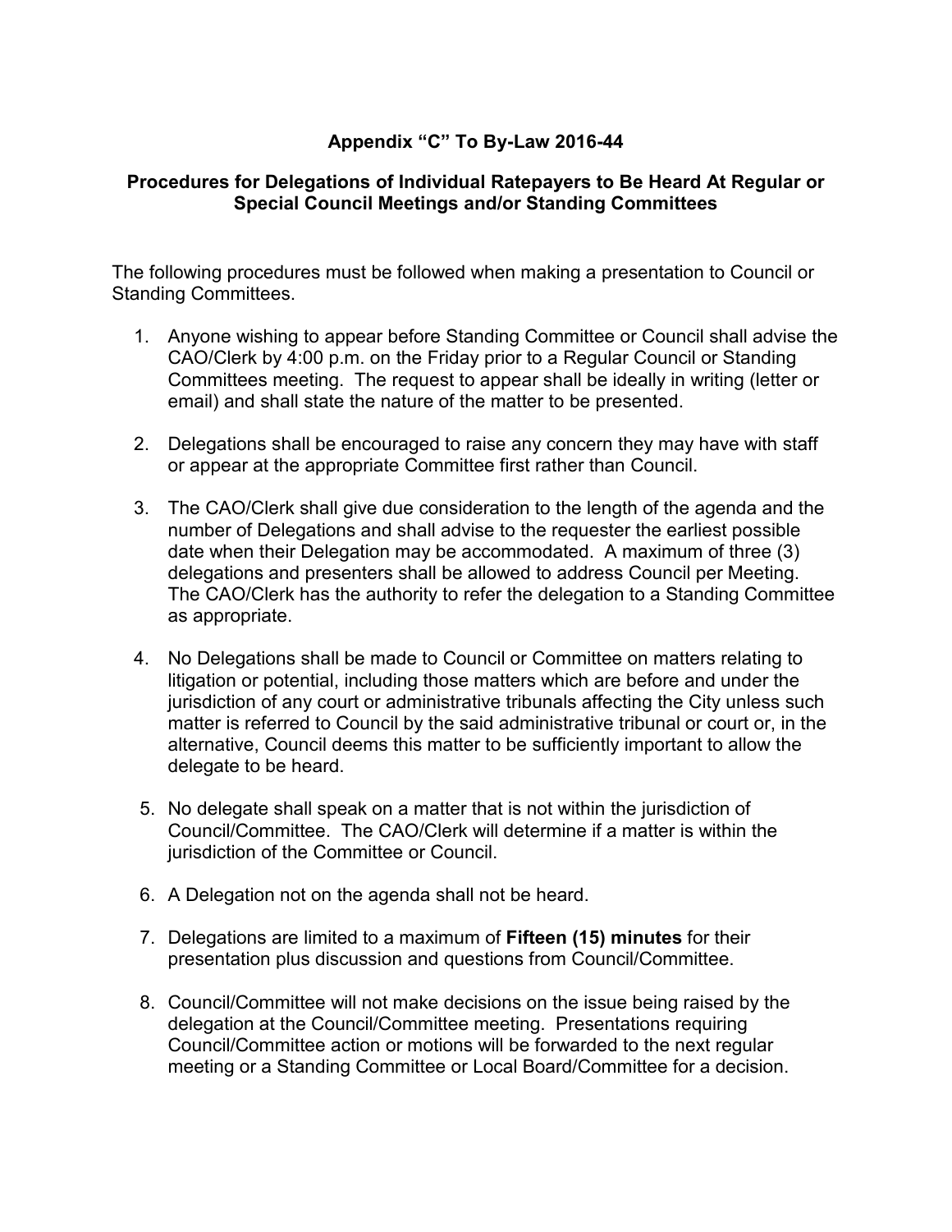## Appendix “C” To By-Law 2016-44

### Procedures for Delegations of Individual Ratepayers to Be Heard At Regular or Special Council Meetings and/or Standing Committees

The following procedures must be followed when making a presentation to Council or Standing Committees.

1. Anyone wishing to appear before Standing Committee or Council shall advise the CAO/Clerk by 4:00 p.m. on the Friday prior to a Regular Council or Standing Committees meeting. The request to appear shall be ideally in writing (letter or email) and shall state the nature of the matter to be presented.

2. Delegations shall be encouraged to raise any concern they may have with staff or appear at the appropriate Committee first rather than Council.

3. The CAO/Clerk shall give due consideration to the length of the agenda and the number of Delegations and shall advise to the requester the earliest possible date when their Delegation may be accommodated. A maximum of three (3) delegations and presenters shall be allowed to address Council per Meeting. The CAO/Clerk has the authority to refer the delegation to a Standing Committee as appropriate.

4. No Delegations shall be made to Council or Committee on matters relating to litigation or potential, including those matters which are before and under the jurisdiction of any court or administrative tribunals affecting the City unless such matter is referred to Council by the said administrative tribunal or court or, in the alternative, Council deems this matter to be sufficiently important to allow the delegate to be heard.

5. No delegate shall speak on a matter that is not within the jurisdiction of Council/Committee. The CAO/Clerk will determine if a matter is within the jurisdiction of the Committee or Council.

6. A Delegation not on the agenda shall not be heard.

7. Delegations are limited to a maximum of **Fifteen (15) minutes** for their presentation plus discussion and questions from Council/Committee.

8. Council/Committee will not make decisions on the issue being raised by the delegation at the Council/Committee meeting. Presentations requiring Council/Committee action or motions will be forwarded to the next regular meeting or a Standing Committee or Local Board/Committee for a decision.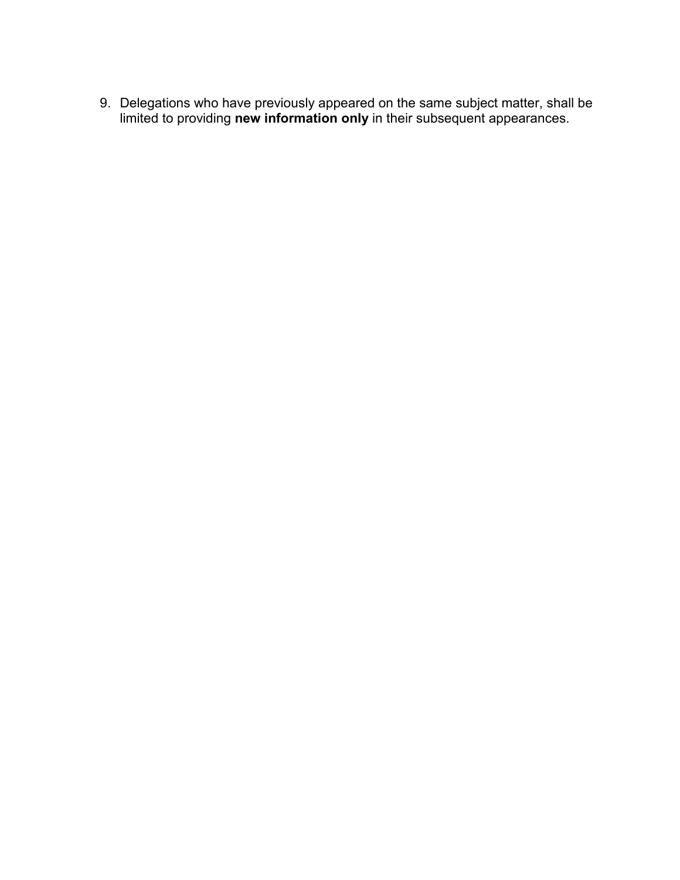9. Delegations who have previously appeared on the same subject matter, shall be limited to providing **new information only** in their subsequent appearances.